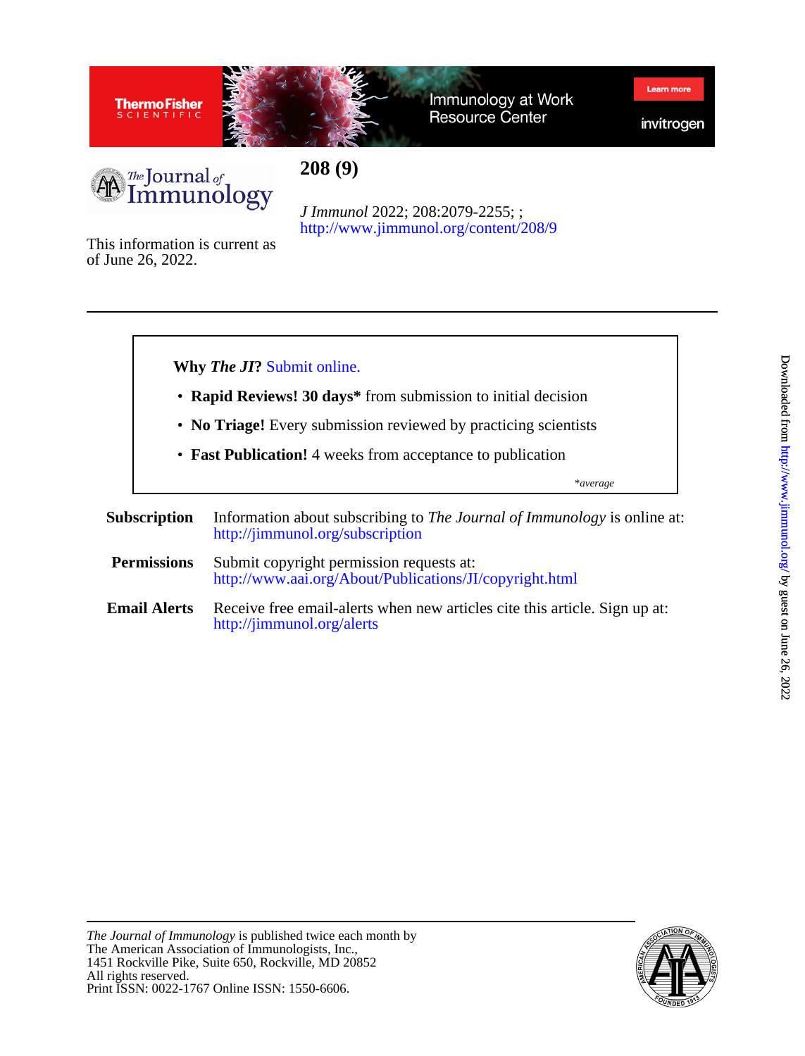# 208 (9)

*J Immunol* 2022; 208:2079-2255; ;
http://www.jimmunol.org/content/208/9

This information is current as of June 26, 2022.

---

**Why *The JI*?** Submit online.

- **Rapid Reviews! 30 days*** from submission to initial decision
- **No Triage!** Every submission reviewed by practicing scientists
- **Fast Publication!** 4 weeks from acceptance to publication

*\*average*

**Subscription** Information about subscribing to *The Journal of Immunology* is online at: http://jimmunol.org/subscription

**Permissions** Submit copyright permission requests at: http://www.aai.org/About/Publications/JI/copyright.html

**Email Alerts** Receive free email-alerts when new articles cite this article. Sign up at: http://jimmunol.org/alerts

---

*The Journal of Immunology* is published twice each month by
The American Association of Immunologists, Inc.,
1451 Rockville Pike, Suite 650, Rockville, MD 20852
All rights reserved.
Print ISSN: 0022-1767 Online ISSN: 1550-6606.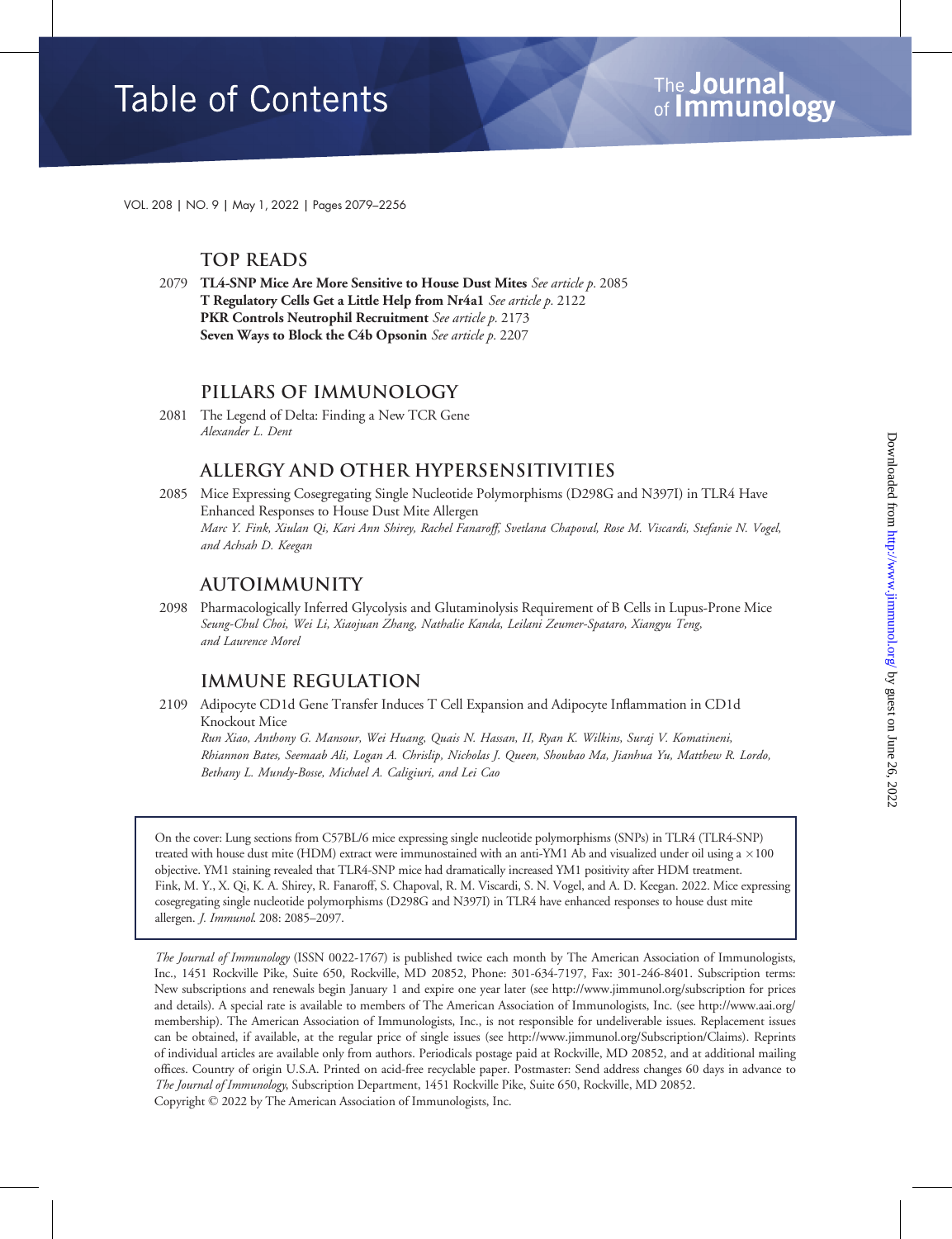# Table of Contents

## The Journal of Immunology

VOL. 208 | NO. 9 | May 1, 2022 | Pages 2079–2256

### TOP READS

2079 **TL4-SNP Mice Are More Sensitive to House Dust Mites** *See article p.* 2085
**T Regulatory Cells Get a Little Help from Nr4a1** *See article p.* 2122
**PKR Controls Neutrophil Recruitment** *See article p.* 2173
**Seven Ways to Block the C4b Opsonin** *See article p.* 2207

### PILLARS OF IMMUNOLOGY

2081 The Legend of Delta: Finding a New TCR Gene
*Alexander L. Dent*

### ALLERGY AND OTHER HYPERSENSITIVITIES

2085 Mice Expressing Cosegregating Single Nucleotide Polymorphisms (D298G and N397I) in TLR4 Have Enhanced Responses to House Dust Mite Allergen
*Marc Y. Fink, Xiulan Qi, Kari Ann Shirey, Rachel Fanaroff, Svetlana Chapoval, Rose M. Viscardi, Stefanie N. Vogel, and Achsah D. Keegan*

### AUTOIMMUNITY

2098 Pharmacologically Inferred Glycolysis and Glutaminolysis Requirement of B Cells in Lupus-Prone Mice
*Seung-Chul Choi, Wei Li, Xiaojuan Zhang, Nathalie Kanda, Leilani Zeumer-Spataro, Xiangyu Teng, and Laurence Morel*

### IMMUNE REGULATION

2109 Adipocyte CD1d Gene Transfer Induces T Cell Expansion and Adipocyte Inflammation in CD1d Knockout Mice
*Run Xiao, Anthony G. Mansour, Wei Huang, Quais N. Hassan, II, Ryan K. Wilkins, Suraj V. Komatineni, Rhiannon Bates, Seemaab Ali, Logan A. Chrislip, Nicholas J. Queen, Shoubao Ma, Jianhua Yu, Matthew R. Lordo, Bethany L. Mundy-Bosse, Michael A. Caligiuri, and Lei Cao*

On the cover: Lung sections from C57BL/6 mice expressing single nucleotide polymorphisms (SNPs) in TLR4 (TLR4-SNP) treated with house dust mite (HDM) extract were immunostained with an anti-YM1 Ab and visualized under oil using a ×100 objective. YM1 staining revealed that TLR4-SNP mice had dramatically increased YM1 positivity after HDM treatment. Fink, M. Y., X. Qi, K. A. Shirey, R. Fanaroff, S. Chapoval, R. M. Viscardi, S. N. Vogel, and A. D. Keegan. 2022. Mice expressing cosegregating single nucleotide polymorphisms (D298G and N397I) in TLR4 have enhanced responses to house dust mite allergen. *J. Immunol.* 208: 2085–2097.

*The Journal of Immunology* (ISSN 0022-1767) is published twice each month by The American Association of Immunologists, Inc., 1451 Rockville Pike, Suite 650, Rockville, MD 20852, Phone: 301-634-7197, Fax: 301-246-8401. Subscription terms: New subscriptions and renewals begin January 1 and expire one year later (see http://www.jimmunol.org/subscription for prices and details). A special rate is available to members of The American Association of Immunologists, Inc. (see http://www.aai.org/membership). The American Association of Immunologists, Inc., is not responsible for undeliverable issues. Replacement issues can be obtained, if available, at the regular price of single issues (see http://www.jimmunol.org/Subscription/Claims). Reprints of individual articles are available only from authors. Periodicals postage paid at Rockville, MD 20852, and at additional mailing offices. Country of origin U.S.A. Printed on acid-free recyclable paper. Postmaster: Send address changes 60 days in advance to *The Journal of Immunology*, Subscription Department, 1451 Rockville Pike, Suite 650, Rockville, MD 20852.
Copyright © 2022 by The American Association of Immunologists, Inc.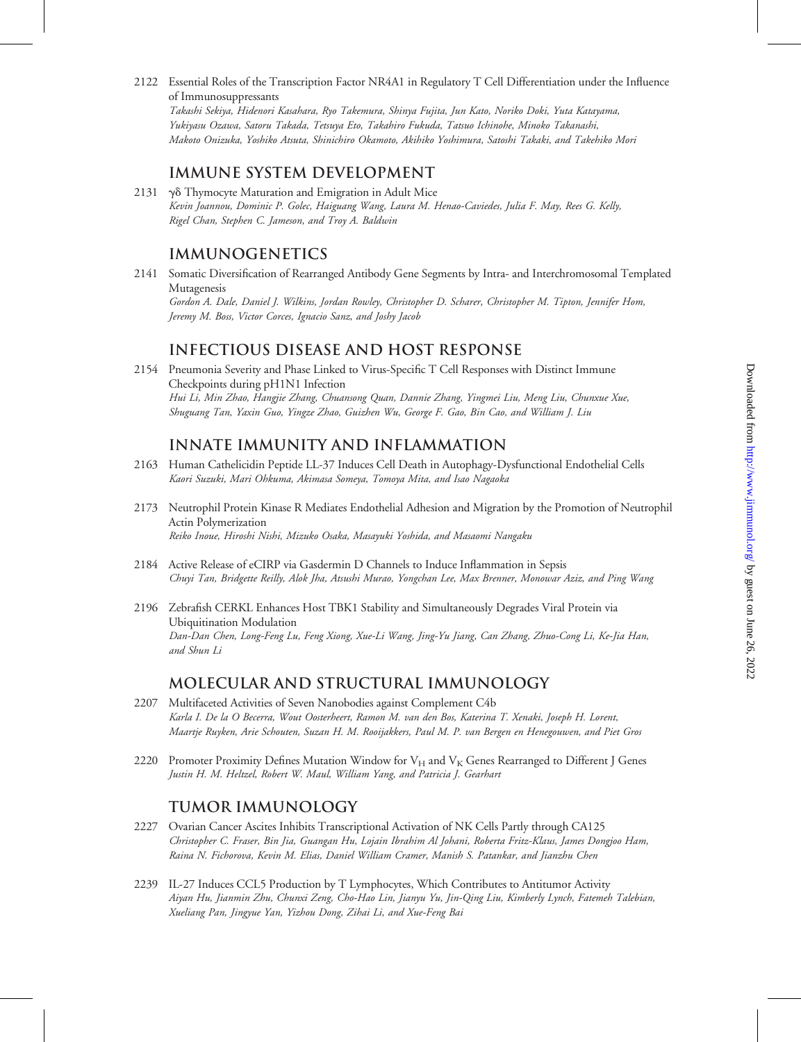2122 Essential Roles of the Transcription Factor NR4A1 in Regulatory T Cell Differentiation under the Influence of Immunosuppressants
*Takashi Sekiya, Hidenori Kasahara, Ryo Takemura, Shinya Fujita, Jun Kato, Noriko Doki, Yuta Katayama, Yukiyasu Ozawa, Satoru Takada, Tetsuya Eto, Takahiro Fukuda, Tatsuo Ichinohe, Minoko Takanashi, Makoto Onizuka, Yoshiko Atsuta, Shinichiro Okamoto, Akihiko Yoshimura, Satoshi Takaki, and Takehiko Mori*

## IMMUNE SYSTEM DEVELOPMENT

2131 γδ Thymocyte Maturation and Emigration in Adult Mice
*Kevin Joannou, Dominic P. Golec, Haiguang Wang, Laura M. Henao-Caviedes, Julia F. May, Rees G. Kelly, Rigel Chan, Stephen C. Jameson, and Troy A. Baldwin*

## IMMUNOGENETICS

2141 Somatic Diversification of Rearranged Antibody Gene Segments by Intra- and Interchromosomal Templated Mutagenesis
*Gordon A. Dale, Daniel J. Wilkins, Jordan Rowley, Christopher D. Scharer, Christopher M. Tipton, Jennifer Hom, Jeremy M. Boss, Victor Corces, Ignacio Sanz, and Joshy Jacob*

## INFECTIOUS DISEASE AND HOST RESPONSE

2154 Pneumonia Severity and Phase Linked to Virus-Specific T Cell Responses with Distinct Immune Checkpoints during pH1N1 Infection
*Hui Li, Min Zhao, Hangjie Zhang, Chuansong Quan, Dannie Zhang, Yingmei Liu, Meng Liu, Chunxue Xue, Shuguang Tan, Yaxin Guo, Yingze Zhao, Guizhen Wu, George F. Gao, Bin Cao, and William J. Liu*

## INNATE IMMUNITY AND INFLAMMATION

2163 Human Cathelicidin Peptide LL-37 Induces Cell Death in Autophagy-Dysfunctional Endothelial Cells
*Kaori Suzuki, Mari Ohkuma, Akimasa Someya, Tomoya Mita, and Isao Nagaoka*

2173 Neutrophil Protein Kinase R Mediates Endothelial Adhesion and Migration by the Promotion of Neutrophil Actin Polymerization
*Reiko Inoue, Hiroshi Nishi, Mizuko Osaka, Masayuki Yoshida, and Masaomi Nangaku*

2184 Active Release of eCIRP via Gasdermin D Channels to Induce Inflammation in Sepsis
*Chuyi Tan, Bridgette Reilly, Alok Jha, Atsushi Murao, Yongchan Lee, Max Brenner, Monowar Aziz, and Ping Wang*

2196 Zebrafish CERKL Enhances Host TBK1 Stability and Simultaneously Degrades Viral Protein via Ubiquitination Modulation
*Dan-Dan Chen, Long-Feng Lu, Feng Xiong, Xue-Li Wang, Jing-Yu Jiang, Can Zhang, Zhuo-Cong Li, Ke-Jia Han, and Shun Li*

## MOLECULAR AND STRUCTURAL IMMUNOLOGY

2207 Multifaceted Activities of Seven Nanobodies against Complement C4b
*Karla I. De la O Becerra, Wout Oosterheert, Ramon M. van den Bos, Katerina T. Xenaki, Joseph H. Lorent, Maartje Ruyken, Arie Schouten, Suzan H. M. Rooijakkers, Paul M. P. van Bergen en Henegouwen, and Piet Gros*

2220 Promoter Proximity Defines Mutation Window for $V_H$ and $V_K$ Genes Rearranged to Different J Genes
*Justin H. M. Heltzel, Robert W. Maul, William Yang, and Patricia J. Gearhart*

## TUMOR IMMUNOLOGY

2227 Ovarian Cancer Ascites Inhibits Transcriptional Activation of NK Cells Partly through CA125
*Christopher C. Fraser, Bin Jia, Guangan Hu, Lojain Ibrahim Al Johani, Roberta Fritz-Klaus, James Dongjoo Ham, Raina N. Fichorova, Kevin M. Elias, Daniel William Cramer, Manish S. Patankar, and Jianzhu Chen*

2239 IL-27 Induces CCL5 Production by T Lymphocytes, Which Contributes to Antitumor Activity
*Aiyan Hu, Jianmin Zhu, Chunxi Zeng, Cho-Hao Lin, Jianyu Yu, Jin-Qing Liu, Kimberly Lynch, Fatemeh Talebian, Xueliang Pan, Jingyue Yan, Yizhou Dong, Zihai Li, and Xue-Feng Bai*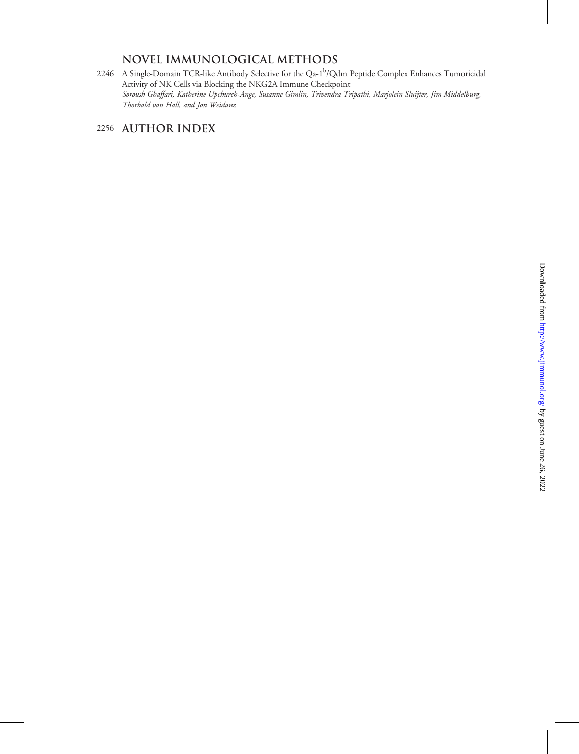## NOVEL IMMUNOLOGICAL METHODS

2246 A Single-Domain TCR-like Antibody Selective for the Qa-1[b]/Qdm Peptide Complex Enhances Tumoricidal Activity of NK Cells via Blocking the NKG2A Immune Checkpoint
*Soroush Ghaffari, Katherine Upchurch-Ange, Susanne Gimlin, Trivendra Tripathi, Marjolein Sluijter, Jim Middelburg, Thorbald van Hall, and Jon Weidanz*

## 2256 AUTHOR INDEX